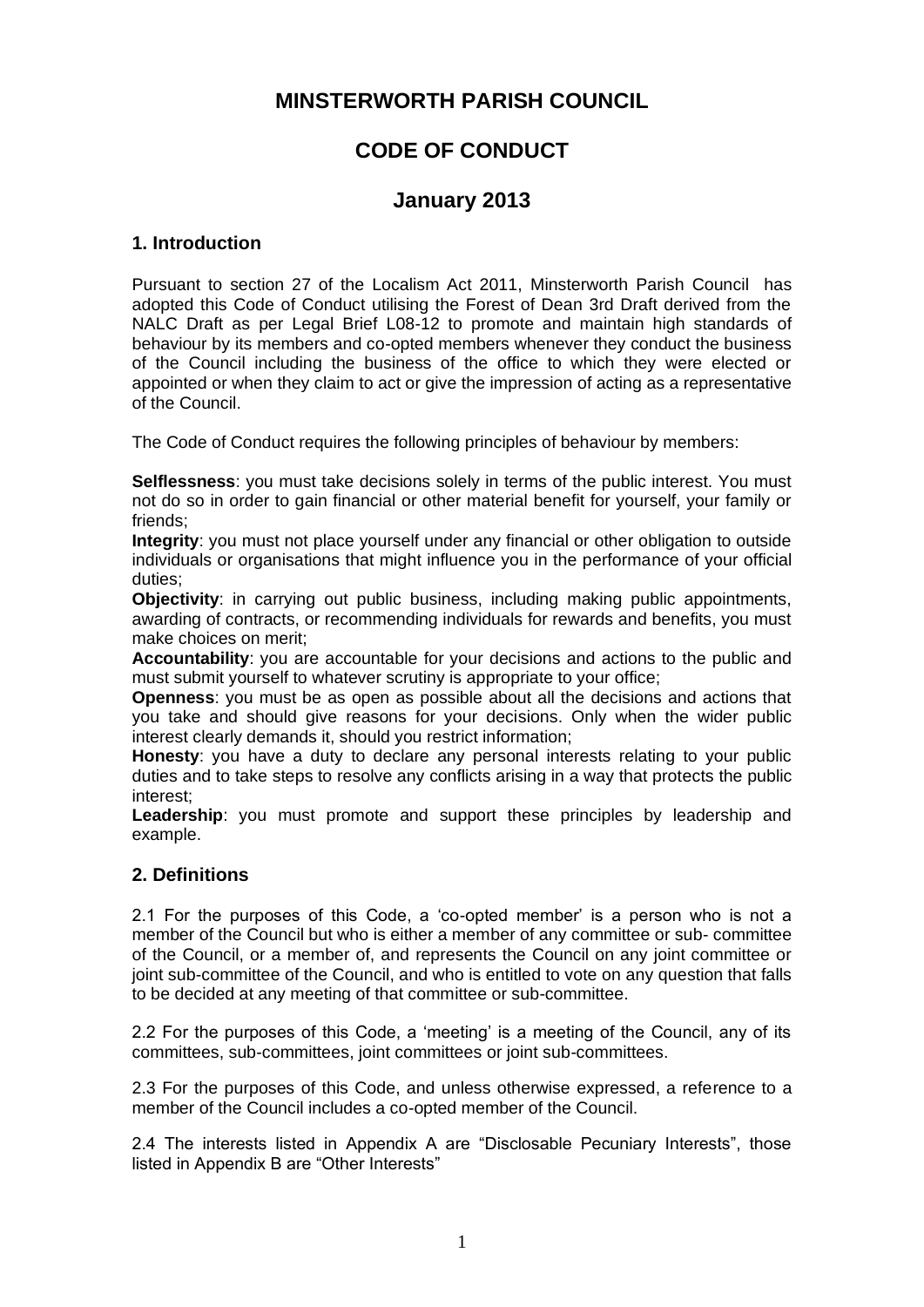# MINSTERWORTH PARISH COUNCIL

# CODE OF CONDUCT

# January 2013

## 1. Introduction

Pursuant to section 27 of the Localism Act 2011, Minsterworth Parish Council has adopted this Code of Conduct utilising the Forest of Dean 3rd Draft derived from the NALC Draft as per Legal Brief L08-12 to promote and maintain high standards of behaviour by its members and co-opted members whenever they conduct the business of the Council including the business of the office to which they were elected or appointed or when they claim to act or give the impression of acting as a representative of the Council.

The Code of Conduct requires the following principles of behaviour by members:

**Selflessness**: you must take decisions solely in terms of the public interest. You must not do so in order to gain financial or other material benefit for yourself, your family or friends;
**Integrity**: you must not place yourself under any financial or other obligation to outside individuals or organisations that might influence you in the performance of your official duties;
**Objectivity**: in carrying out public business, including making public appointments, awarding of contracts, or recommending individuals for rewards and benefits, you must make choices on merit;
**Accountability**: you are accountable for your decisions and actions to the public and must submit yourself to whatever scrutiny is appropriate to your office;
**Openness**: you must be as open as possible about all the decisions and actions that you take and should give reasons for your decisions. Only when the wider public interest clearly demands it, should you restrict information;
**Honesty**: you have a duty to declare any personal interests relating to your public duties and to take steps to resolve any conflicts arising in a way that protects the public interest;
**Leadership**: you must promote and support these principles by leadership and example.

## 2. Definitions

2.1 For the purposes of this Code, a 'co-opted member' is a person who is not a member of the Council but who is either a member of any committee or sub- committee of the Council, or a member of, and represents the Council on any joint committee or joint sub-committee of the Council, and who is entitled to vote on any question that falls to be decided at any meeting of that committee or sub-committee.

2.2 For the purposes of this Code, a 'meeting' is a meeting of the Council, any of its committees, sub-committees, joint committees or joint sub-committees.

2.3 For the purposes of this Code, and unless otherwise expressed, a reference to a member of the Council includes a co-opted member of the Council.

2.4 The interests listed in Appendix A are "Disclosable Pecuniary Interests", those listed in Appendix B are "Other Interests"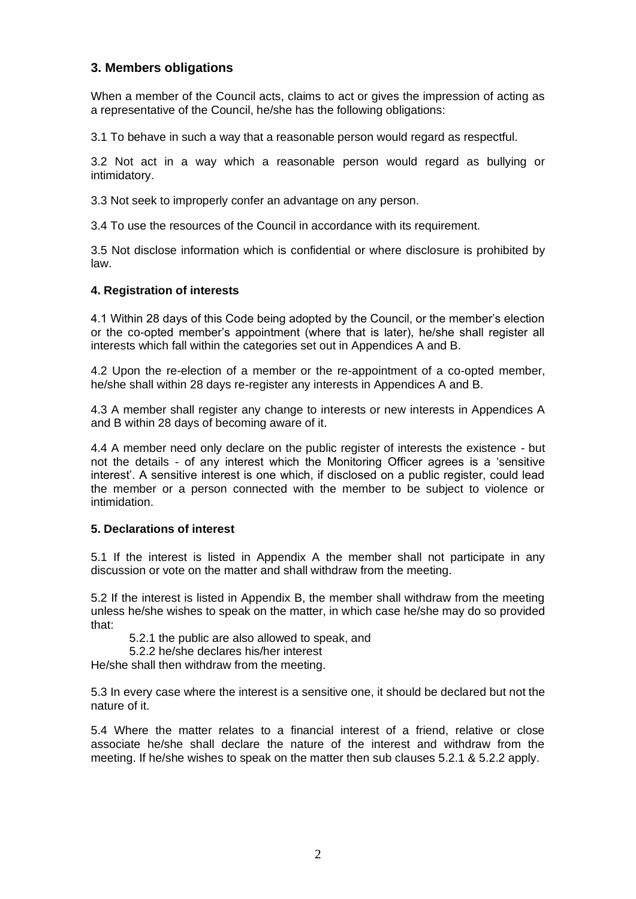## 3. Members obligations

When a member of the Council acts, claims to act or gives the impression of acting as a representative of the Council, he/she has the following obligations:

3.1 To behave in such a way that a reasonable person would regard as respectful.

3.2 Not act in a way which a reasonable person would regard as bullying or intimidatory.

3.3 Not seek to improperly confer an advantage on any person.

3.4 To use the resources of the Council in accordance with its requirement.

3.5 Not disclose information which is confidential or where disclosure is prohibited by law.

### 4. Registration of interests

4.1 Within 28 days of this Code being adopted by the Council, or the member's election or the co-opted member's appointment (where that is later), he/she shall register all interests which fall within the categories set out in Appendices A and B.

4.2 Upon the re-election of a member or the re-appointment of a co-opted member, he/she shall within 28 days re-register any interests in Appendices A and B.

4.3 A member shall register any change to interests or new interests in Appendices A and B within 28 days of becoming aware of it.

4.4 A member need only declare on the public register of interests the existence - but not the details - of any interest which the Monitoring Officer agrees is a 'sensitive interest'. A sensitive interest is one which, if disclosed on a public register, could lead the member or a person connected with the member to be subject to violence or intimidation.

### 5. Declarations of interest

5.1 If the interest is listed in Appendix A the member shall not participate in any discussion or vote on the matter and shall withdraw from the meeting.

5.2 If the interest is listed in Appendix B, the member shall withdraw from the meeting unless he/she wishes to speak on the matter, in which case he/she may do so provided that:

5.2.1 the public are also allowed to speak, and

5.2.2 he/she declares his/her interest

He/she shall then withdraw from the meeting.

5.3 In every case where the interest is a sensitive one, it should be declared but not the nature of it.

5.4 Where the matter relates to a financial interest of a friend, relative or close associate he/she shall declare the nature of the interest and withdraw from the meeting. If he/she wishes to speak on the matter then sub clauses 5.2.1 & 5.2.2 apply.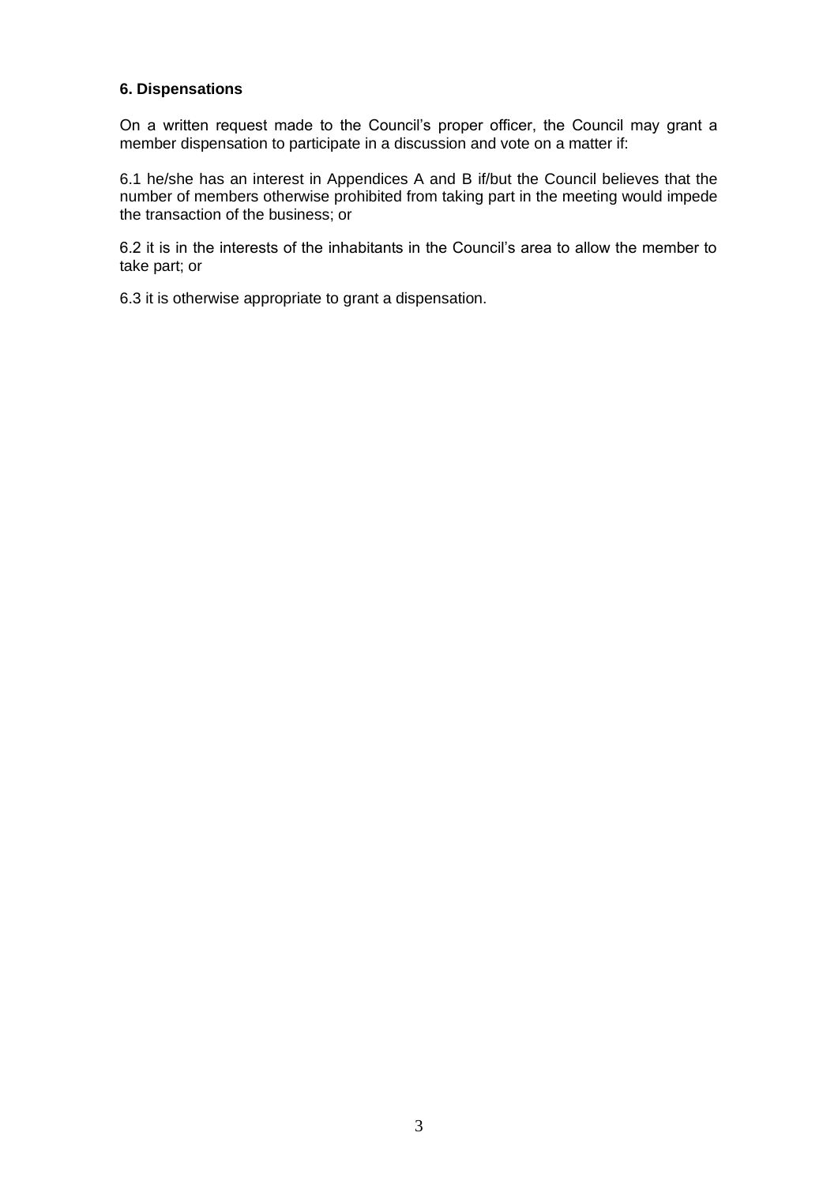### 6. Dispensations

On a written request made to the Council's proper officer, the Council may grant a member dispensation to participate in a discussion and vote on a matter if:

6.1 he/she has an interest in Appendices A and B if/but the Council believes that the number of members otherwise prohibited from taking part in the meeting would impede the transaction of the business; or

6.2 it is in the interests of the inhabitants in the Council's area to allow the member to take part; or

6.3 it is otherwise appropriate to grant a dispensation.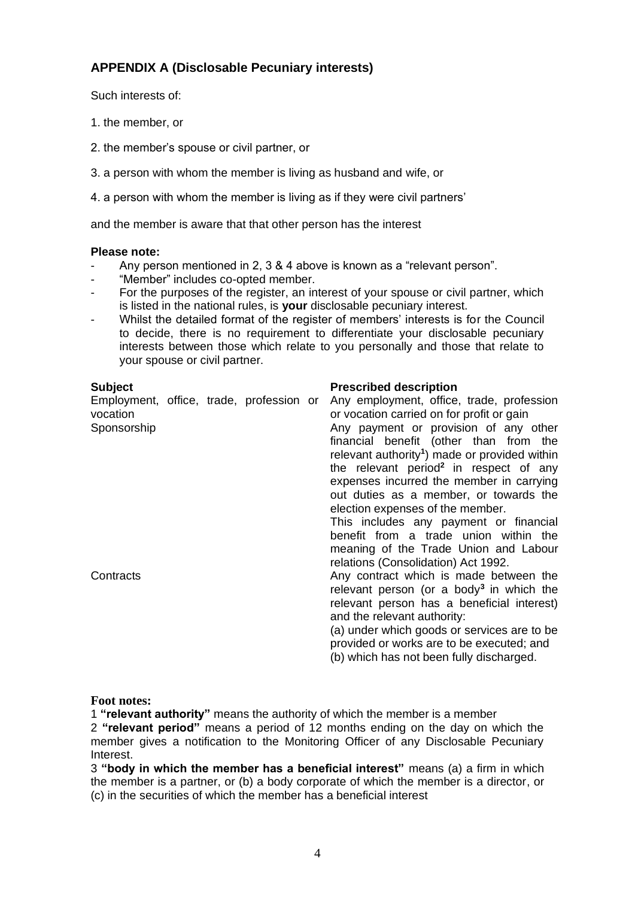## APPENDIX A (Disclosable Pecuniary interests)

Such interests of:

1. the member, or

2. the member's spouse or civil partner, or

3. a person with whom the member is living as husband and wife, or

4. a person with whom the member is living as if they were civil partners'

and the member is aware that that other person has the interest

**Please note:**

- Any person mentioned in 2, 3 & 4 above is known as a "relevant person".
- "Member" includes co-opted member.
- For the purposes of the register, an interest of your spouse or civil partner, which is listed in the national rules, is **your** disclosable pecuniary interest.
- Whilst the detailed format of the register of members' interests is for the Council to decide, there is no requirement to differentiate your disclosable pecuniary interests between those which relate to you personally and those that relate to your spouse or civil partner.

| **Subject** | **Prescribed description** |
| --- | --- |
| Employment, office, trade, profession or vocation | Any employment, office, trade, profession or vocation carried on for profit or gain |
| Sponsorship | Any payment or provision of any other financial benefit (other than from the relevant authority[1]) made or provided within the relevant period[2] in respect of any expenses incurred the member in carrying out duties as a member, or towards the election expenses of the member.<br>This includes any payment or financial benefit from a trade union within the meaning of the Trade Union and Labour relations (Consolidation) Act 1992. |
| Contracts | Any contract which is made between the relevant person (or a body[3] in which the relevant person has a beneficial interest) and the relevant authority:<br>(a) under which goods or services are to be provided or works are to be executed; and<br>(b) which has not been fully discharged. |

**Foot notes:**

1 **"relevant authority"** means the authority of which the member is a member

2 **"relevant period"** means a period of 12 months ending on the day on which the member gives a notification to the Monitoring Officer of any Disclosable Pecuniary Interest.

3 **"body in which the member has a beneficial interest"** means (a) a firm in which the member is a partner, or (b) a body corporate of which the member is a director, or (c) in the securities of which the member has a beneficial interest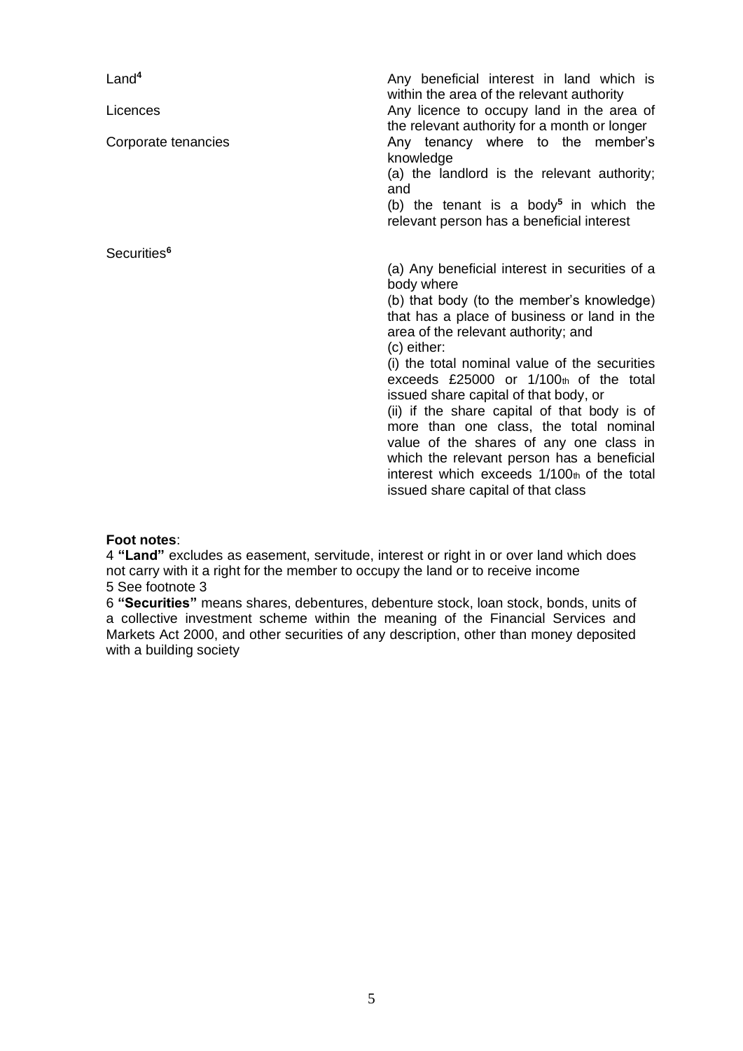| | |
|---|---|
| Land[4] | Any beneficial interest in land which is within the area of the relevant authority |
| Licences | Any licence to occupy land in the area of the relevant authority for a month or longer |
| Corporate tenancies | Any tenancy where to the member's knowledge<br>(a) the landlord is the relevant authority; and<br>(b) the tenant is a body[5] in which the relevant person has a beneficial interest |
| Securities[6] | (a) Any beneficial interest in securities of a body where<br>(b) that body (to the member's knowledge) that has a place of business or land in the area of the relevant authority; and<br>(c) either:<br>(i) the total nominal value of the securities exceeds £25000 or 1/100th of the total issued share capital of that body, or<br>(ii) if the share capital of that body is of more than one class, the total nominal value of the shares of any one class in which the relevant person has a beneficial interest which exceeds 1/100th of the total issued share capital of that class |

**Foot notes**:

4 **"Land"** excludes as easement, servitude, interest or right in or over land which does not carry with it a right for the member to occupy the land or to receive income

5 See footnote 3

6 **"Securities"** means shares, debentures, debenture stock, loan stock, bonds, units of a collective investment scheme within the meaning of the Financial Services and Markets Act 2000, and other securities of any description, other than money deposited with a building society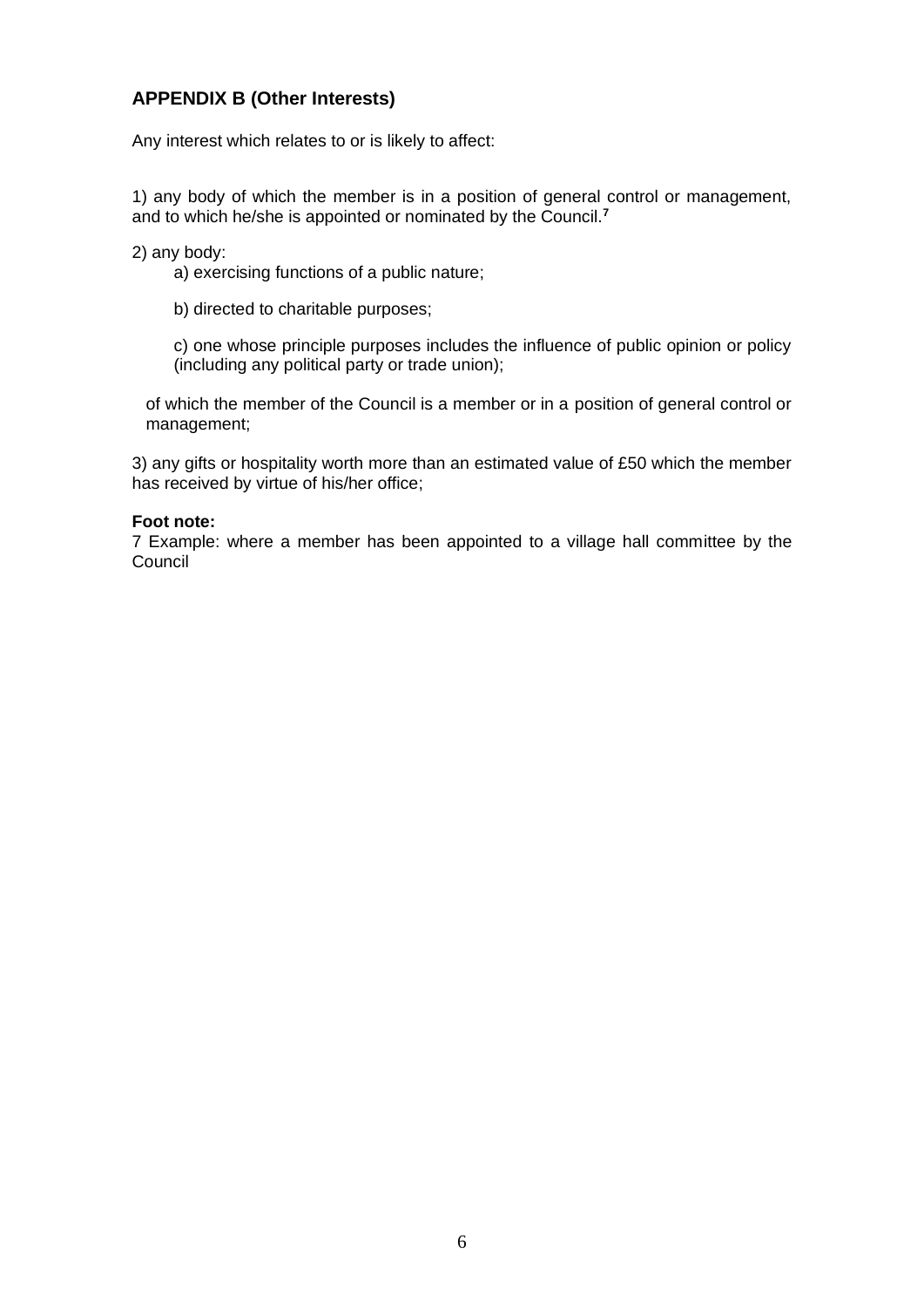## APPENDIX B (Other Interests)

Any interest which relates to or is likely to affect:

1) any body of which the member is in a position of general control or management, and to which he/she is appointed or nominated by the Council.[7]

2) any body:

a) exercising functions of a public nature;

b) directed to charitable purposes;

c) one whose principle purposes includes the influence of public opinion or policy (including any political party or trade union);

of which the member of the Council is a member or in a position of general control or management;

3) any gifts or hospitality worth more than an estimated value of £50 which the member has received by virtue of his/her office;

**Foot note:**

7 Example: where a member has been appointed to a village hall committee by the Council